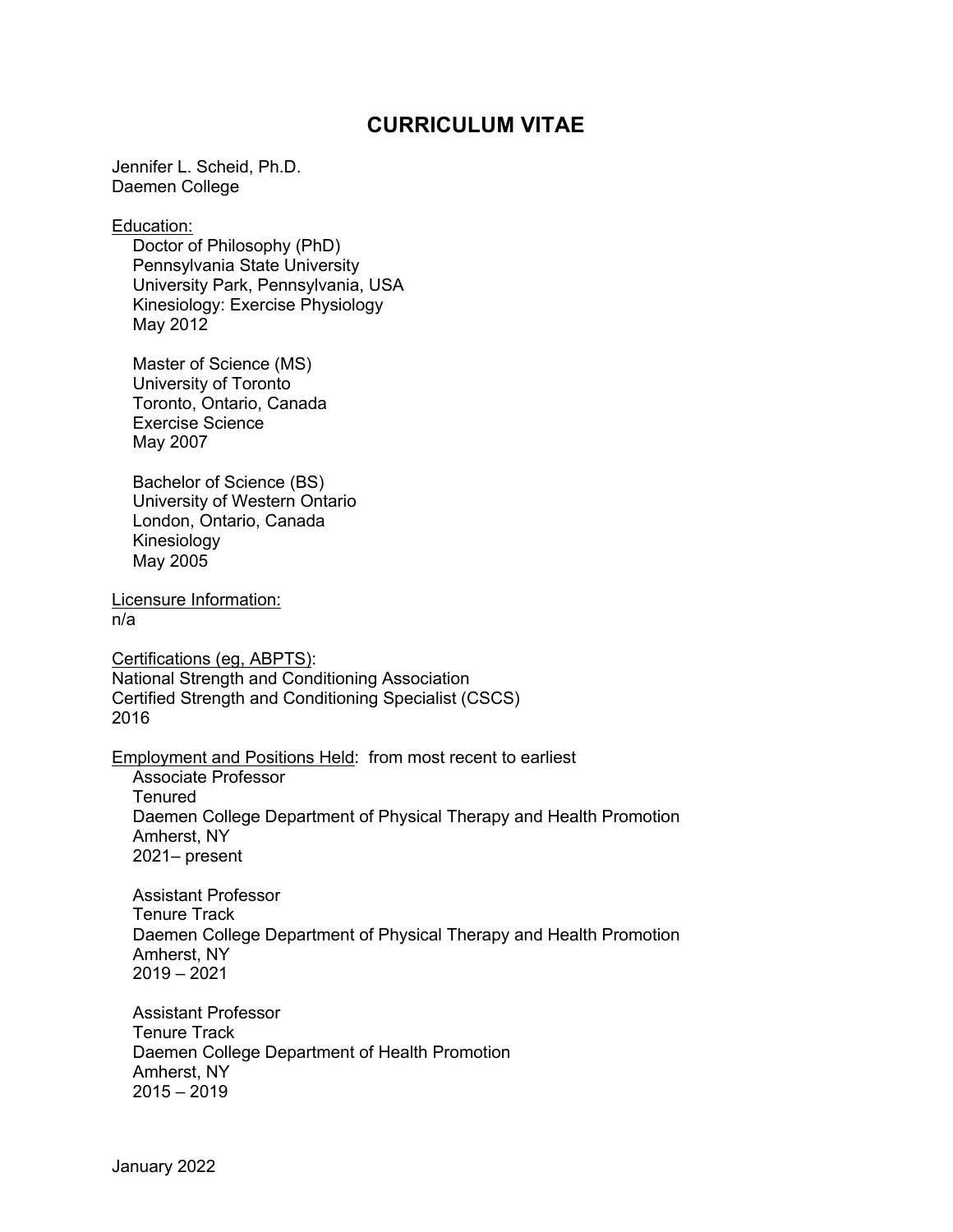# CURRICULUM VITAE

Jennifer L. Scheid, Ph.D.
Daemen College

Education:

Doctor of Philosophy (PhD)
Pennsylvania State University
University Park, Pennsylvania, USA
Kinesiology: Exercise Physiology
May 2012

Master of Science (MS)
University of Toronto
Toronto, Ontario, Canada
Exercise Science
May 2007

Bachelor of Science (BS)
University of Western Ontario
London, Ontario, Canada
Kinesiology
May 2005

Licensure Information:
n/a

Certifications (eg, ABPTS):
National Strength and Conditioning Association
Certified Strength and Conditioning Specialist (CSCS)
2016

Employment and Positions Held: from most recent to earliest

Associate Professor
Tenured
Daemen College Department of Physical Therapy and Health Promotion
Amherst, NY
2021– present

Assistant Professor
Tenure Track
Daemen College Department of Physical Therapy and Health Promotion
Amherst, NY
2019 – 2021

Assistant Professor
Tenure Track
Daemen College Department of Health Promotion
Amherst, NY
2015 – 2019

January 2022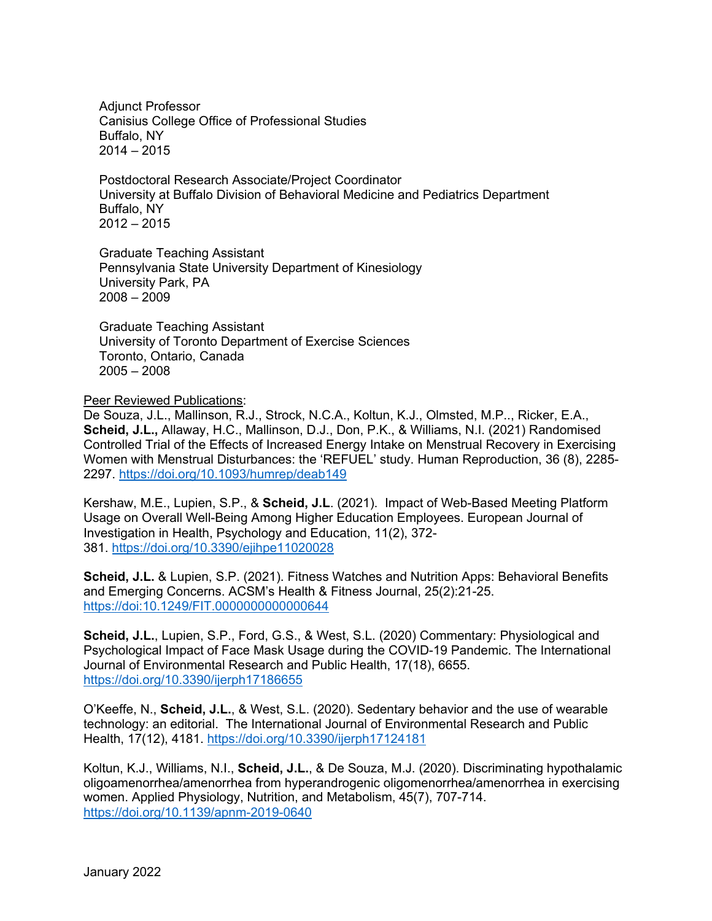Adjunct Professor
Canisius College Office of Professional Studies
Buffalo, NY
2014 – 2015

Postdoctoral Research Associate/Project Coordinator
University at Buffalo Division of Behavioral Medicine and Pediatrics Department
Buffalo, NY
2012 – 2015

Graduate Teaching Assistant
Pennsylvania State University Department of Kinesiology
University Park, PA
2008 – 2009

Graduate Teaching Assistant
University of Toronto Department of Exercise Sciences
Toronto, Ontario, Canada
2005 – 2008

Peer Reviewed Publications:

De Souza, J.L., Mallinson, R.J., Strock, N.C.A., Koltun, K.J., Olmsted, M.P.., Ricker, E.A., **Scheid, J.L.,** Allaway, H.C., Mallinson, D.J., Don, P.K., & Williams, N.I. (2021) Randomised Controlled Trial of the Effects of Increased Energy Intake on Menstrual Recovery in Exercising Women with Menstrual Disturbances: the 'REFUEL' study. Human Reproduction, 36 (8), 2285-2297. https://doi.org/10.1093/humrep/deab149

Kershaw, M.E., Lupien, S.P., & **Scheid, J.L**. (2021). Impact of Web-Based Meeting Platform Usage on Overall Well-Being Among Higher Education Employees. European Journal of Investigation in Health, Psychology and Education, 11(2), 372-381. https://doi.org/10.3390/ejihpe11020028

**Scheid, J.L.** & Lupien, S.P. (2021). Fitness Watches and Nutrition Apps: Behavioral Benefits and Emerging Concerns. ACSM's Health & Fitness Journal, 25(2):21-25. https://doi:10.1249/FIT.0000000000000644

**Scheid, J.L.**, Lupien, S.P., Ford, G.S., & West, S.L. (2020) Commentary: Physiological and Psychological Impact of Face Mask Usage during the COVID-19 Pandemic. The International Journal of Environmental Research and Public Health, 17(18), 6655. https://doi.org/10.3390/ijerph17186655

O'Keeffe, N., **Scheid, J.L.**, & West, S.L. (2020). Sedentary behavior and the use of wearable technology: an editorial. The International Journal of Environmental Research and Public Health, 17(12), 4181. https://doi.org/10.3390/ijerph17124181

Koltun, K.J., Williams, N.I., **Scheid, J.L.**, & De Souza, M.J. (2020). Discriminating hypothalamic oligoamenorrhea/amenorrhea from hyperandrogenic oligomenorrhea/amenorrhea in exercising women. Applied Physiology, Nutrition, and Metabolism, 45(7), 707-714. https://doi.org/10.1139/apnm-2019-0640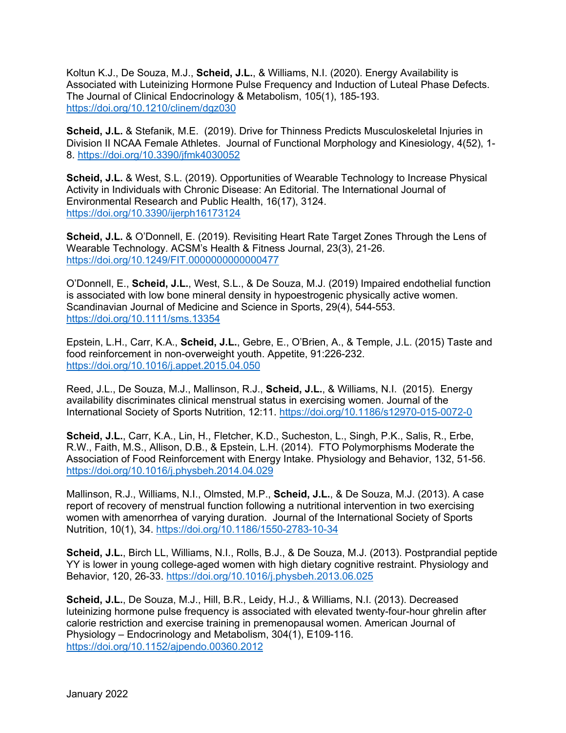Koltun K.J., De Souza, M.J., **Scheid, J.L.**, & Williams, N.I. (2020). Energy Availability is Associated with Luteinizing Hormone Pulse Frequency and Induction of Luteal Phase Defects. The Journal of Clinical Endocrinology & Metabolism, 105(1), 185-193. https://doi.org/10.1210/clinem/dgz030

**Scheid, J.L.** & Stefanik, M.E. (2019). Drive for Thinness Predicts Musculoskeletal Injuries in Division II NCAA Female Athletes. Journal of Functional Morphology and Kinesiology, 4(52), 1-8. https://doi.org/10.3390/jfmk4030052

**Scheid, J.L.** & West, S.L. (2019). Opportunities of Wearable Technology to Increase Physical Activity in Individuals with Chronic Disease: An Editorial. The International Journal of Environmental Research and Public Health, 16(17), 3124. https://doi.org/10.3390/ijerph16173124

**Scheid, J.L.** & O'Donnell, E. (2019). Revisiting Heart Rate Target Zones Through the Lens of Wearable Technology. ACSM's Health & Fitness Journal, 23(3), 21-26. https://doi.org/10.1249/FIT.0000000000000477

O'Donnell, E., **Scheid, J.L.**, West, S.L., & De Souza, M.J. (2019) Impaired endothelial function is associated with low bone mineral density in hypoestrogenic physically active women. Scandinavian Journal of Medicine and Science in Sports, 29(4), 544-553. https://doi.org/10.1111/sms.13354

Epstein, L.H., Carr, K.A., **Scheid, J.L.**, Gebre, E., O'Brien, A., & Temple, J.L. (2015) Taste and food reinforcement in non-overweight youth. Appetite, 91:226-232. https://doi.org/10.1016/j.appet.2015.04.050

Reed, J.L., De Souza, M.J., Mallinson, R.J., **Scheid, J.L.**, & Williams, N.I. (2015). Energy availability discriminates clinical menstrual status in exercising women. Journal of the International Society of Sports Nutrition, 12:11. https://doi.org/10.1186/s12970-015-0072-0

**Scheid, J.L.**, Carr, K.A., Lin, H., Fletcher, K.D., Sucheston, L., Singh, P.K., Salis, R., Erbe, R.W., Faith, M.S., Allison, D.B., & Epstein, L.H. (2014). FTO Polymorphisms Moderate the Association of Food Reinforcement with Energy Intake. Physiology and Behavior, 132, 51-56. https://doi.org/10.1016/j.physbeh.2014.04.029

Mallinson, R.J., Williams, N.I., Olmsted, M.P., **Scheid, J.L.**, & De Souza, M.J. (2013). A case report of recovery of menstrual function following a nutritional intervention in two exercising women with amenorrhea of varying duration. Journal of the International Society of Sports Nutrition, 10(1), 34. https://doi.org/10.1186/1550-2783-10-34

**Scheid, J.L.**, Birch LL, Williams, N.I., Rolls, B.J., & De Souza, M.J. (2013). Postprandial peptide YY is lower in young college-aged women with high dietary cognitive restraint. Physiology and Behavior, 120, 26-33. https://doi.org/10.1016/j.physbeh.2013.06.025

**Scheid, J.L.**, De Souza, M.J., Hill, B.R., Leidy, H.J., & Williams, N.I. (2013). Decreased luteinizing hormone pulse frequency is associated with elevated twenty-four-hour ghrelin after calorie restriction and exercise training in premenopausal women. American Journal of Physiology – Endocrinology and Metabolism, 304(1), E109-116. https://doi.org/10.1152/ajpendo.00360.2012

January 2022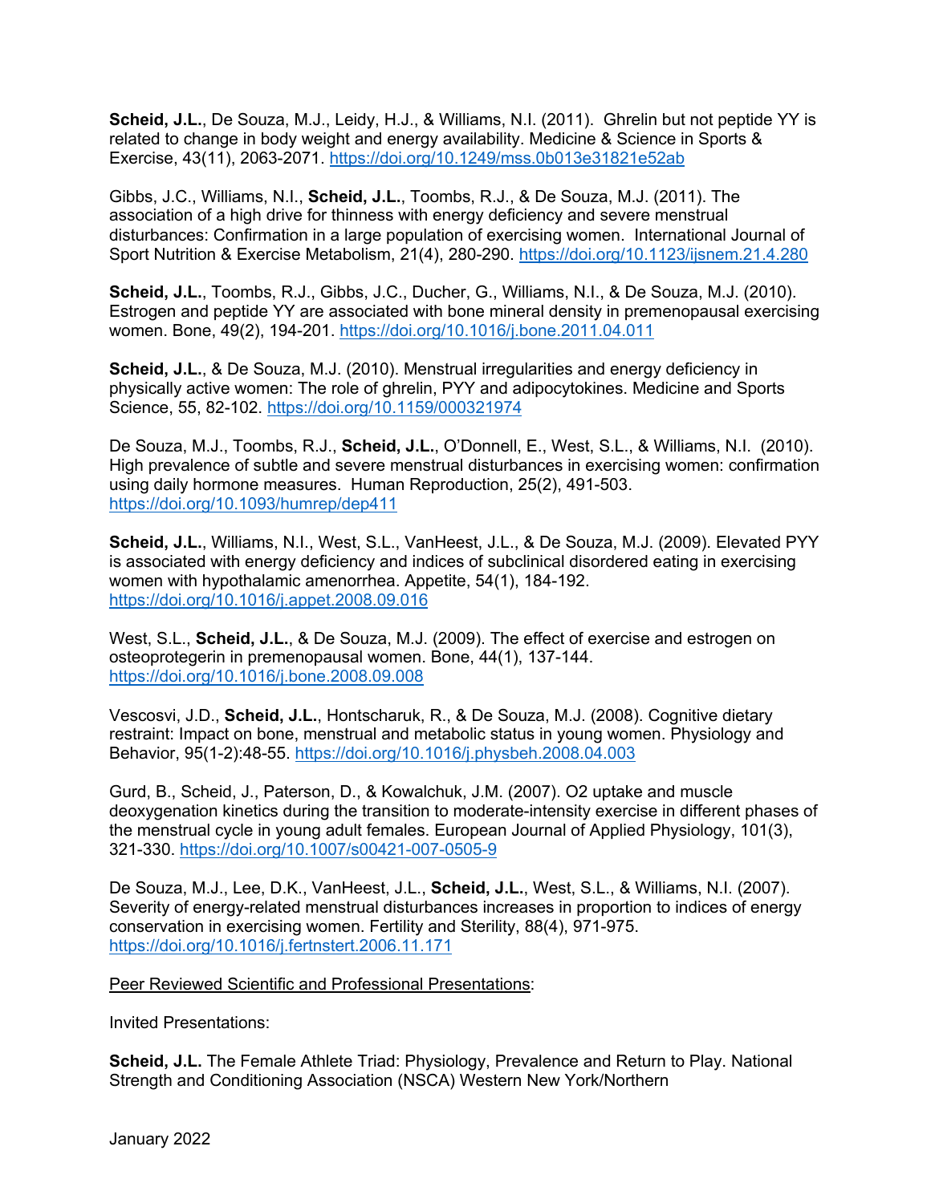**Scheid, J.L.**, De Souza, M.J., Leidy, H.J., & Williams, N.I. (2011). Ghrelin but not peptide YY is related to change in body weight and energy availability. Medicine & Science in Sports & Exercise, 43(11), 2063-2071. https://doi.org/10.1249/mss.0b013e31821e52ab

Gibbs, J.C., Williams, N.I., **Scheid, J.L.**, Toombs, R.J., & De Souza, M.J. (2011). The association of a high drive for thinness with energy deficiency and severe menstrual disturbances: Confirmation in a large population of exercising women. International Journal of Sport Nutrition & Exercise Metabolism, 21(4), 280-290. https://doi.org/10.1123/ijsnem.21.4.280

**Scheid, J.L.**, Toombs, R.J., Gibbs, J.C., Ducher, G., Williams, N.I., & De Souza, M.J. (2010). Estrogen and peptide YY are associated with bone mineral density in premenopausal exercising women. Bone, 49(2), 194-201. https://doi.org/10.1016/j.bone.2011.04.011

**Scheid, J.L.**, & De Souza, M.J. (2010). Menstrual irregularities and energy deficiency in physically active women: The role of ghrelin, PYY and adipocytokines. Medicine and Sports Science, 55, 82-102. https://doi.org/10.1159/000321974

De Souza, M.J., Toombs, R.J., **Scheid, J.L.**, O'Donnell, E., West, S.L., & Williams, N.I. (2010). High prevalence of subtle and severe menstrual disturbances in exercising women: confirmation using daily hormone measures. Human Reproduction, 25(2), 491-503. https://doi.org/10.1093/humrep/dep411

**Scheid, J.L.**, Williams, N.I., West, S.L., VanHeest, J.L., & De Souza, M.J. (2009). Elevated PYY is associated with energy deficiency and indices of subclinical disordered eating in exercising women with hypothalamic amenorrhea. Appetite, 54(1), 184-192. https://doi.org/10.1016/j.appet.2008.09.016

West, S.L., **Scheid, J.L.**, & De Souza, M.J. (2009). The effect of exercise and estrogen on osteoprotegerin in premenopausal women. Bone, 44(1), 137-144. https://doi.org/10.1016/j.bone.2008.09.008

Vescosvi, J.D., **Scheid, J.L.**, Hontscharuk, R., & De Souza, M.J. (2008). Cognitive dietary restraint: Impact on bone, menstrual and metabolic status in young women. Physiology and Behavior, 95(1-2):48-55. https://doi.org/10.1016/j.physbeh.2008.04.003

Gurd, B., Scheid, J., Paterson, D., & Kowalchuk, J.M. (2007). O2 uptake and muscle deoxygenation kinetics during the transition to moderate-intensity exercise in different phases of the menstrual cycle in young adult females. European Journal of Applied Physiology, 101(3), 321-330. https://doi.org/10.1007/s00421-007-0505-9

De Souza, M.J., Lee, D.K., VanHeest, J.L., **Scheid, J.L.**, West, S.L., & Williams, N.I. (2007). Severity of energy-related menstrual disturbances increases in proportion to indices of energy conservation in exercising women. Fertility and Sterility, 88(4), 971-975. https://doi.org/10.1016/j.fertnstert.2006.11.171

Peer Reviewed Scientific and Professional Presentations:

Invited Presentations:

**Scheid, J.L.** The Female Athlete Triad: Physiology, Prevalence and Return to Play. National Strength and Conditioning Association (NSCA) Western New York/Northern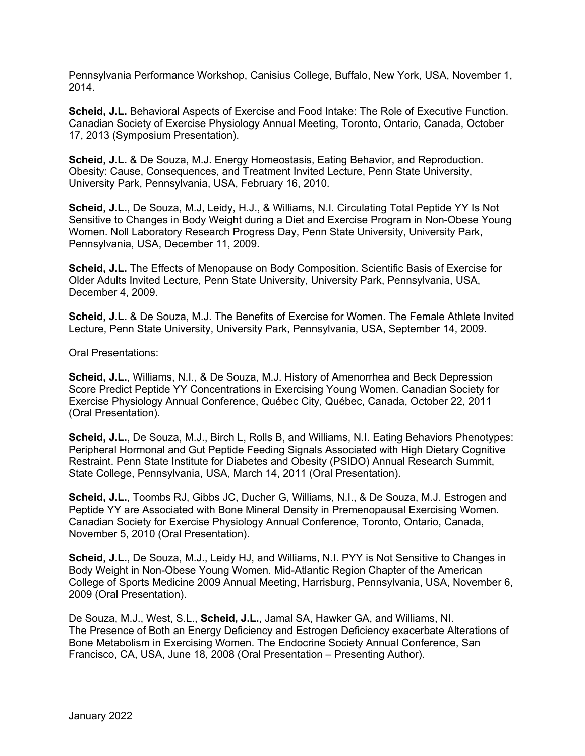Pennsylvania Performance Workshop, Canisius College, Buffalo, New York, USA, November 1, 2014.

**Scheid, J.L.** Behavioral Aspects of Exercise and Food Intake: The Role of Executive Function. Canadian Society of Exercise Physiology Annual Meeting, Toronto, Ontario, Canada, October 17, 2013 (Symposium Presentation).

**Scheid, J.L.** & De Souza, M.J. Energy Homeostasis, Eating Behavior, and Reproduction. Obesity: Cause, Consequences, and Treatment Invited Lecture, Penn State University, University Park, Pennsylvania, USA, February 16, 2010.

**Scheid, J.L.**, De Souza, M.J, Leidy, H.J., & Williams, N.I. Circulating Total Peptide YY Is Not Sensitive to Changes in Body Weight during a Diet and Exercise Program in Non-Obese Young Women. Noll Laboratory Research Progress Day, Penn State University, University Park, Pennsylvania, USA, December 11, 2009.

**Scheid, J.L.** The Effects of Menopause on Body Composition. Scientific Basis of Exercise for Older Adults Invited Lecture, Penn State University, University Park, Pennsylvania, USA, December 4, 2009.

**Scheid, J.L.** & De Souza, M.J. The Benefits of Exercise for Women. The Female Athlete Invited Lecture, Penn State University, University Park, Pennsylvania, USA, September 14, 2009.

Oral Presentations:

**Scheid, J.L.**, Williams, N.I., & De Souza, M.J. History of Amenorrhea and Beck Depression Score Predict Peptide YY Concentrations in Exercising Young Women. Canadian Society for Exercise Physiology Annual Conference, Québec City, Québec, Canada, October 22, 2011 (Oral Presentation).

**Scheid, J.L.**, De Souza, M.J., Birch L, Rolls B, and Williams, N.I. Eating Behaviors Phenotypes: Peripheral Hormonal and Gut Peptide Feeding Signals Associated with High Dietary Cognitive Restraint. Penn State Institute for Diabetes and Obesity (PSIDO) Annual Research Summit, State College, Pennsylvania, USA, March 14, 2011 (Oral Presentation).

**Scheid, J.L.**, Toombs RJ, Gibbs JC, Ducher G, Williams, N.I., & De Souza, M.J. Estrogen and Peptide YY are Associated with Bone Mineral Density in Premenopausal Exercising Women. Canadian Society for Exercise Physiology Annual Conference, Toronto, Ontario, Canada, November 5, 2010 (Oral Presentation).

**Scheid, J.L.**, De Souza, M.J., Leidy HJ, and Williams, N.I. PYY is Not Sensitive to Changes in Body Weight in Non-Obese Young Women. Mid-Atlantic Region Chapter of the American College of Sports Medicine 2009 Annual Meeting, Harrisburg, Pennsylvania, USA, November 6, 2009 (Oral Presentation).

De Souza, M.J., West, S.L., **Scheid, J.L.**, Jamal SA, Hawker GA, and Williams, NI. The Presence of Both an Energy Deficiency and Estrogen Deficiency exacerbate Alterations of Bone Metabolism in Exercising Women. The Endocrine Society Annual Conference, San Francisco, CA, USA, June 18, 2008 (Oral Presentation – Presenting Author).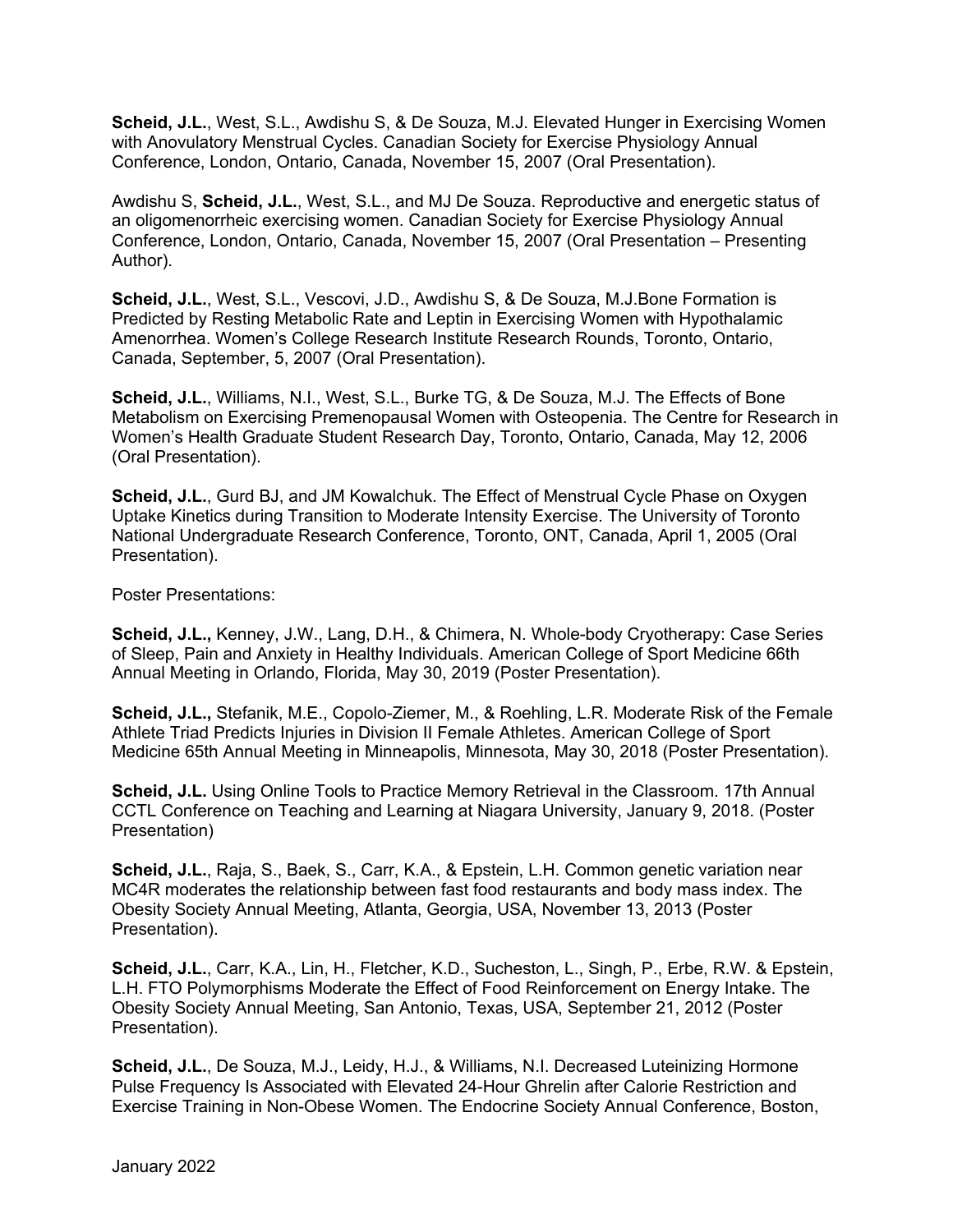**Scheid, J.L.**, West, S.L., Awdishu S, & De Souza, M.J. Elevated Hunger in Exercising Women with Anovulatory Menstrual Cycles. Canadian Society for Exercise Physiology Annual Conference, London, Ontario, Canada, November 15, 2007 (Oral Presentation).

Awdishu S, **Scheid, J.L.**, West, S.L., and MJ De Souza. Reproductive and energetic status of an oligomenorrheic exercising women. Canadian Society for Exercise Physiology Annual Conference, London, Ontario, Canada, November 15, 2007 (Oral Presentation – Presenting Author).

**Scheid, J.L.**, West, S.L., Vescovi, J.D., Awdishu S, & De Souza, M.J.Bone Formation is Predicted by Resting Metabolic Rate and Leptin in Exercising Women with Hypothalamic Amenorrhea. Women's College Research Institute Research Rounds, Toronto, Ontario, Canada, September, 5, 2007 (Oral Presentation).

**Scheid, J.L.**, Williams, N.I., West, S.L., Burke TG, & De Souza, M.J. The Effects of Bone Metabolism on Exercising Premenopausal Women with Osteopenia. The Centre for Research in Women's Health Graduate Student Research Day, Toronto, Ontario, Canada, May 12, 2006 (Oral Presentation).

**Scheid, J.L.**, Gurd BJ, and JM Kowalchuk. The Effect of Menstrual Cycle Phase on Oxygen Uptake Kinetics during Transition to Moderate Intensity Exercise. The University of Toronto National Undergraduate Research Conference, Toronto, ONT, Canada, April 1, 2005 (Oral Presentation).

Poster Presentations:

**Scheid, J.L.,** Kenney, J.W., Lang, D.H., & Chimera, N. Whole-body Cryotherapy: Case Series of Sleep, Pain and Anxiety in Healthy Individuals. American College of Sport Medicine 66th Annual Meeting in Orlando, Florida, May 30, 2019 (Poster Presentation).

**Scheid, J.L.,** Stefanik, M.E., Copolo-Ziemer, M., & Roehling, L.R. Moderate Risk of the Female Athlete Triad Predicts Injuries in Division II Female Athletes. American College of Sport Medicine 65th Annual Meeting in Minneapolis, Minnesota, May 30, 2018 (Poster Presentation).

**Scheid, J.L.** Using Online Tools to Practice Memory Retrieval in the Classroom. 17th Annual CCTL Conference on Teaching and Learning at Niagara University, January 9, 2018. (Poster Presentation)

**Scheid, J.L.**, Raja, S., Baek, S., Carr, K.A., & Epstein, L.H. Common genetic variation near MC4R moderates the relationship between fast food restaurants and body mass index. The Obesity Society Annual Meeting, Atlanta, Georgia, USA, November 13, 2013 (Poster Presentation).

**Scheid, J.L.**, Carr, K.A., Lin, H., Fletcher, K.D., Sucheston, L., Singh, P., Erbe, R.W. & Epstein, L.H. FTO Polymorphisms Moderate the Effect of Food Reinforcement on Energy Intake. The Obesity Society Annual Meeting, San Antonio, Texas, USA, September 21, 2012 (Poster Presentation).

**Scheid, J.L.**, De Souza, M.J., Leidy, H.J., & Williams, N.I. Decreased Luteinizing Hormone Pulse Frequency Is Associated with Elevated 24-Hour Ghrelin after Calorie Restriction and Exercise Training in Non-Obese Women. The Endocrine Society Annual Conference, Boston,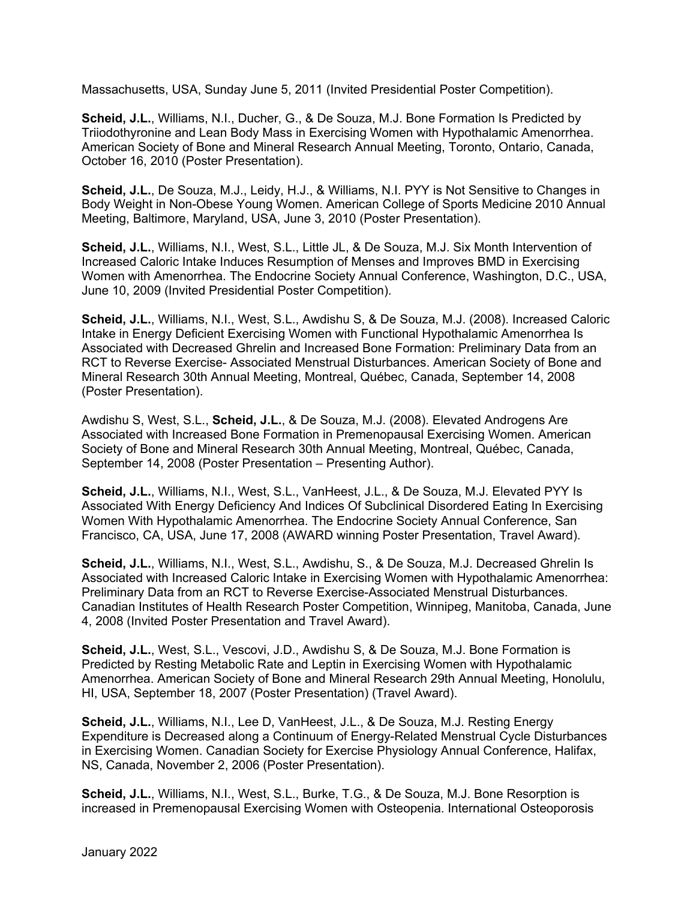Massachusetts, USA, Sunday June 5, 2011 (Invited Presidential Poster Competition).

**Scheid, J.L.**, Williams, N.I., Ducher, G., & De Souza, M.J. Bone Formation Is Predicted by Triiodothyronine and Lean Body Mass in Exercising Women with Hypothalamic Amenorrhea. American Society of Bone and Mineral Research Annual Meeting, Toronto, Ontario, Canada, October 16, 2010 (Poster Presentation).

**Scheid, J.L.**, De Souza, M.J., Leidy, H.J., & Williams, N.I. PYY is Not Sensitive to Changes in Body Weight in Non-Obese Young Women. American College of Sports Medicine 2010 Annual Meeting, Baltimore, Maryland, USA, June 3, 2010 (Poster Presentation).

**Scheid, J.L.**, Williams, N.I., West, S.L., Little JL, & De Souza, M.J. Six Month Intervention of Increased Caloric Intake Induces Resumption of Menses and Improves BMD in Exercising Women with Amenorrhea. The Endocrine Society Annual Conference, Washington, D.C., USA, June 10, 2009 (Invited Presidential Poster Competition).

**Scheid, J.L.**, Williams, N.I., West, S.L., Awdishu S, & De Souza, M.J. (2008). Increased Caloric Intake in Energy Deficient Exercising Women with Functional Hypothalamic Amenorrhea Is Associated with Decreased Ghrelin and Increased Bone Formation: Preliminary Data from an RCT to Reverse Exercise- Associated Menstrual Disturbances. American Society of Bone and Mineral Research 30th Annual Meeting, Montreal, Québec, Canada, September 14, 2008 (Poster Presentation).

Awdishu S, West, S.L., **Scheid, J.L.**, & De Souza, M.J. (2008). Elevated Androgens Are Associated with Increased Bone Formation in Premenopausal Exercising Women. American Society of Bone and Mineral Research 30th Annual Meeting, Montreal, Québec, Canada, September 14, 2008 (Poster Presentation – Presenting Author).

**Scheid, J.L.**, Williams, N.I., West, S.L., VanHeest, J.L., & De Souza, M.J. Elevated PYY Is Associated With Energy Deficiency And Indices Of Subclinical Disordered Eating In Exercising Women With Hypothalamic Amenorrhea. The Endocrine Society Annual Conference, San Francisco, CA, USA, June 17, 2008 (AWARD winning Poster Presentation, Travel Award).

**Scheid, J.L.**, Williams, N.I., West, S.L., Awdishu, S., & De Souza, M.J. Decreased Ghrelin Is Associated with Increased Caloric Intake in Exercising Women with Hypothalamic Amenorrhea: Preliminary Data from an RCT to Reverse Exercise-Associated Menstrual Disturbances. Canadian Institutes of Health Research Poster Competition, Winnipeg, Manitoba, Canada, June 4, 2008 (Invited Poster Presentation and Travel Award).

**Scheid, J.L.**, West, S.L., Vescovi, J.D., Awdishu S, & De Souza, M.J. Bone Formation is Predicted by Resting Metabolic Rate and Leptin in Exercising Women with Hypothalamic Amenorrhea. American Society of Bone and Mineral Research 29th Annual Meeting, Honolulu, HI, USA, September 18, 2007 (Poster Presentation) (Travel Award).

**Scheid, J.L.**, Williams, N.I., Lee D, VanHeest, J.L., & De Souza, M.J. Resting Energy Expenditure is Decreased along a Continuum of Energy-Related Menstrual Cycle Disturbances in Exercising Women. Canadian Society for Exercise Physiology Annual Conference, Halifax, NS, Canada, November 2, 2006 (Poster Presentation).

**Scheid, J.L.**, Williams, N.I., West, S.L., Burke, T.G., & De Souza, M.J. Bone Resorption is increased in Premenopausal Exercising Women with Osteopenia. International Osteoporosis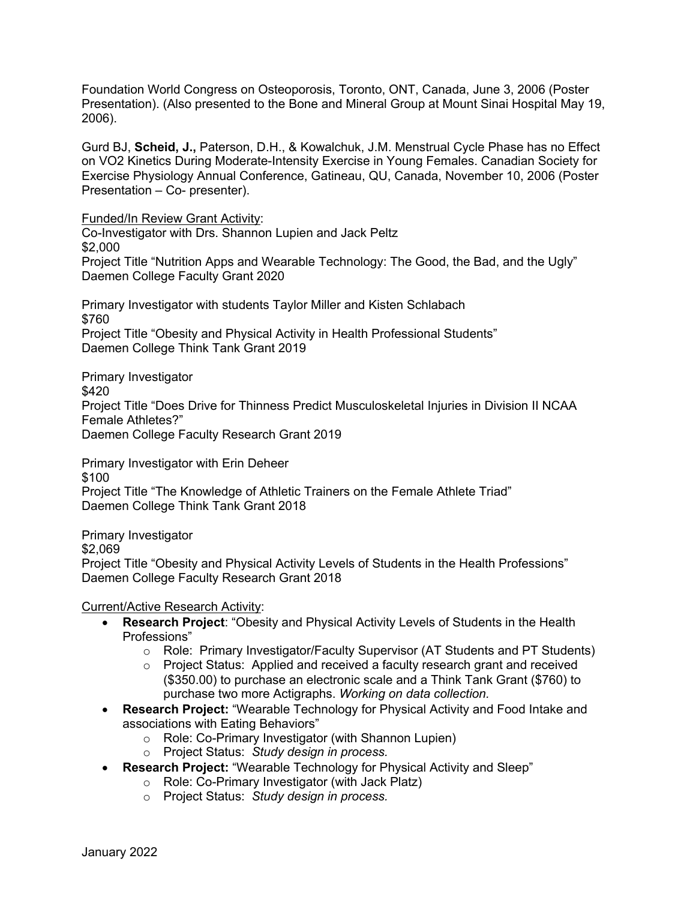Foundation World Congress on Osteoporosis, Toronto, ONT, Canada, June 3, 2006 (Poster Presentation). (Also presented to the Bone and Mineral Group at Mount Sinai Hospital May 19, 2006).

Gurd BJ, **Scheid, J.,** Paterson, D.H., & Kowalchuk, J.M. Menstrual Cycle Phase has no Effect on VO2 Kinetics During Moderate-Intensity Exercise in Young Females. Canadian Society for Exercise Physiology Annual Conference, Gatineau, QU, Canada, November 10, 2006 (Poster Presentation – Co- presenter).

<u>Funded/In Review Grant Activity</u>:

Co-Investigator with Drs. Shannon Lupien and Jack Peltz
$2,000
Project Title "Nutrition Apps and Wearable Technology: The Good, the Bad, and the Ugly"
Daemen College Faculty Grant 2020

Primary Investigator with students Taylor Miller and Kisten Schlabach
$760
Project Title "Obesity and Physical Activity in Health Professional Students"
Daemen College Think Tank Grant 2019

Primary Investigator
$420
Project Title "Does Drive for Thinness Predict Musculoskeletal Injuries in Division II NCAA Female Athletes?"
Daemen College Faculty Research Grant 2019

Primary Investigator with Erin Deheer
$100
Project Title "The Knowledge of Athletic Trainers on the Female Athlete Triad"
Daemen College Think Tank Grant 2018

Primary Investigator
$2,069
Project Title "Obesity and Physical Activity Levels of Students in the Health Professions"
Daemen College Faculty Research Grant 2018

<u>Current/Active Research Activity</u>:

- **Research Project**: "Obesity and Physical Activity Levels of Students in the Health Professions"
  - Role: Primary Investigator/Faculty Supervisor (AT Students and PT Students)
  - Project Status: Applied and received a faculty research grant and received ($350.00) to purchase an electronic scale and a Think Tank Grant ($760) to purchase two more Actigraphs. *Working on data collection.*
- **Research Project:** "Wearable Technology for Physical Activity and Food Intake and associations with Eating Behaviors"
  - Role: Co-Primary Investigator (with Shannon Lupien)
  - Project Status: *Study design in process.*
- **Research Project:** "Wearable Technology for Physical Activity and Sleep"
  - Role: Co-Primary Investigator (with Jack Platz)
  - Project Status: *Study design in process.*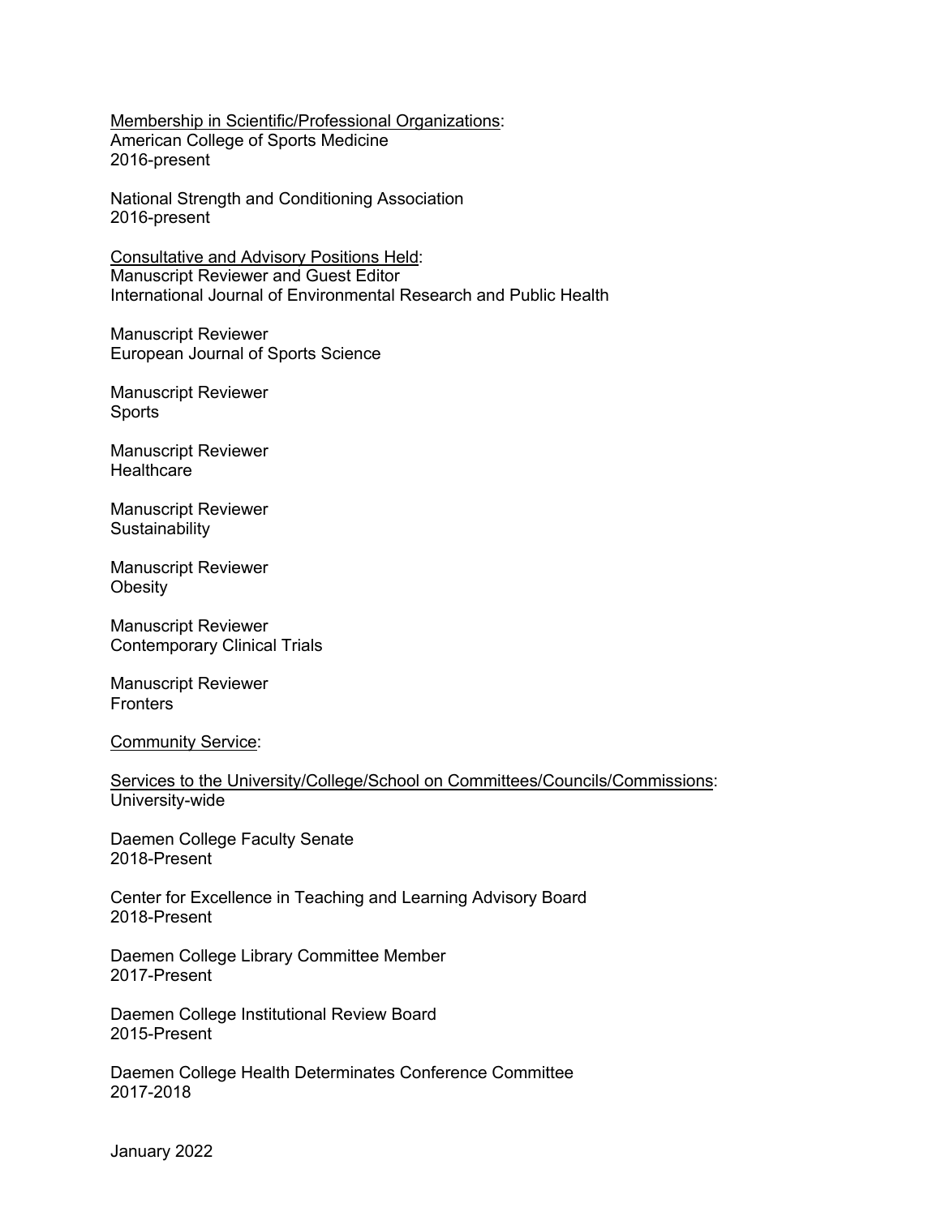<u>Membership in Scientific/Professional Organizations</u>:
American College of Sports Medicine
2016-present

National Strength and Conditioning Association
2016-present

<u>Consultative and Advisory Positions Held</u>:
Manuscript Reviewer and Guest Editor
International Journal of Environmental Research and Public Health

Manuscript Reviewer
European Journal of Sports Science

Manuscript Reviewer
Sports

Manuscript Reviewer
Healthcare

Manuscript Reviewer
Sustainability

Manuscript Reviewer
Obesity

Manuscript Reviewer
Contemporary Clinical Trials

Manuscript Reviewer
Fronters

<u>Community Service</u>:

<u>Services to the University/College/School on Committees/Councils/Commissions</u>:
University-wide

Daemen College Faculty Senate
2018-Present

Center for Excellence in Teaching and Learning Advisory Board
2018-Present

Daemen College Library Committee Member
2017-Present

Daemen College Institutional Review Board
2015-Present

Daemen College Health Determinates Conference Committee
2017-2018

January 2022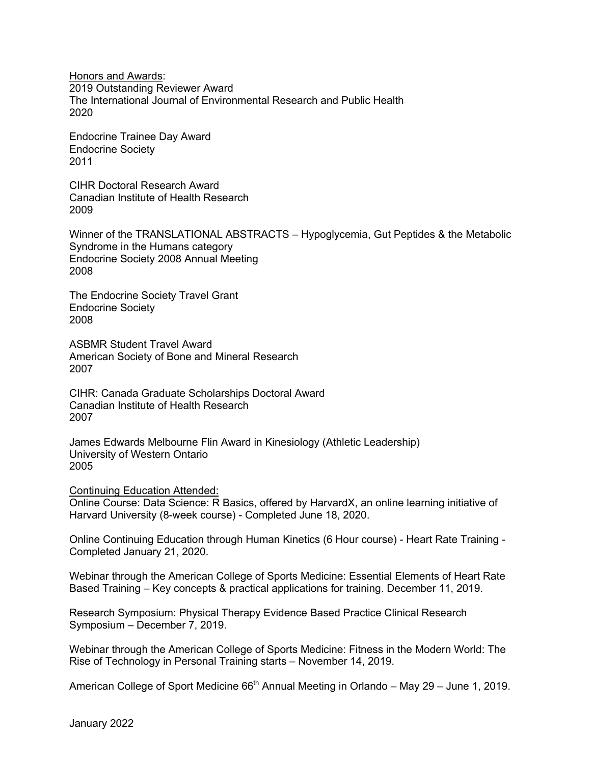Honors and Awards:

2019 Outstanding Reviewer Award
The International Journal of Environmental Research and Public Health
2020

Endocrine Trainee Day Award
Endocrine Society
2011

CIHR Doctoral Research Award
Canadian Institute of Health Research
2009

Winner of the TRANSLATIONAL ABSTRACTS – Hypoglycemia, Gut Peptides & the Metabolic Syndrome in the Humans category
Endocrine Society 2008 Annual Meeting
2008

The Endocrine Society Travel Grant
Endocrine Society
2008

ASBMR Student Travel Award
American Society of Bone and Mineral Research
2007

CIHR: Canada Graduate Scholarships Doctoral Award
Canadian Institute of Health Research
2007

James Edwards Melbourne Flin Award in Kinesiology (Athletic Leadership)
University of Western Ontario
2005

Continuing Education Attended:

Online Course: Data Science: R Basics, offered by HarvardX, an online learning initiative of Harvard University (8-week course) - Completed June 18, 2020.

Online Continuing Education through Human Kinetics (6 Hour course) - Heart Rate Training - Completed January 21, 2020.

Webinar through the American College of Sports Medicine: Essential Elements of Heart Rate Based Training – Key concepts & practical applications for training. December 11, 2019.

Research Symposium: Physical Therapy Evidence Based Practice Clinical Research Symposium – December 7, 2019.

Webinar through the American College of Sports Medicine: Fitness in the Modern World: The Rise of Technology in Personal Training starts – November 14, 2019.

American College of Sport Medicine 66th Annual Meeting in Orlando – May 29 – June 1, 2019.

January 2022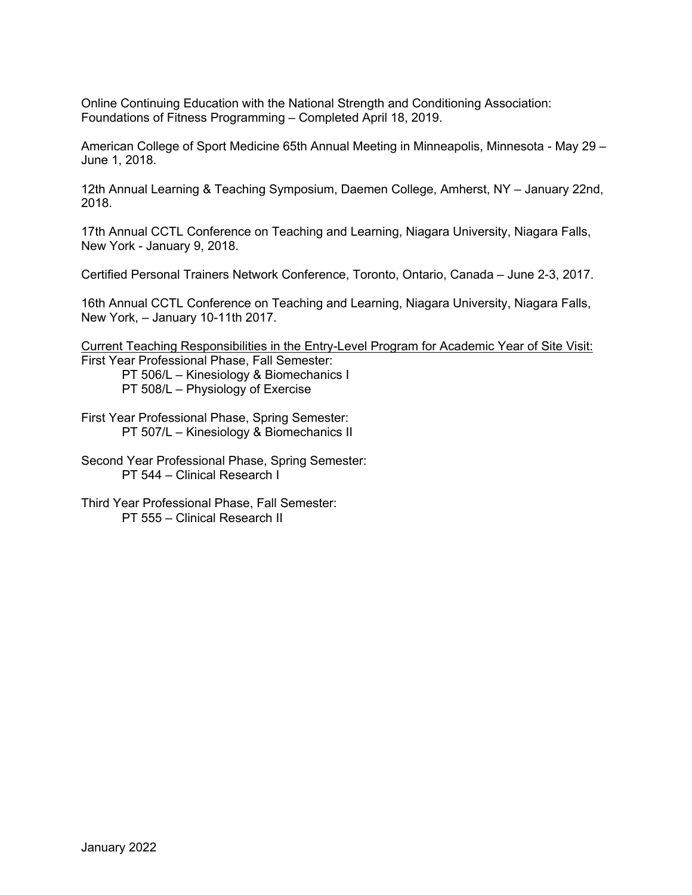Online Continuing Education with the National Strength and Conditioning Association: Foundations of Fitness Programming – Completed April 18, 2019.

American College of Sport Medicine 65th Annual Meeting in Minneapolis, Minnesota - May 29 – June 1, 2018.

12th Annual Learning & Teaching Symposium, Daemen College, Amherst, NY – January 22nd, 2018.

17th Annual CCTL Conference on Teaching and Learning, Niagara University, Niagara Falls, New York - January 9, 2018.

Certified Personal Trainers Network Conference, Toronto, Ontario, Canada – June 2-3, 2017.

16th Annual CCTL Conference on Teaching and Learning, Niagara University, Niagara Falls, New York, – January 10-11th 2017.

<u>Current Teaching Responsibilities in the Entry-Level Program for Academic Year of Site Visit:</u>

First Year Professional Phase, Fall Semester:

- PT 506/L – Kinesiology & Biomechanics I
- PT 508/L – Physiology of Exercise

First Year Professional Phase, Spring Semester:

- PT 507/L – Kinesiology & Biomechanics II

Second Year Professional Phase, Spring Semester:

- PT 544 – Clinical Research I

Third Year Professional Phase, Fall Semester:

- PT 555 – Clinical Research II

January 2022